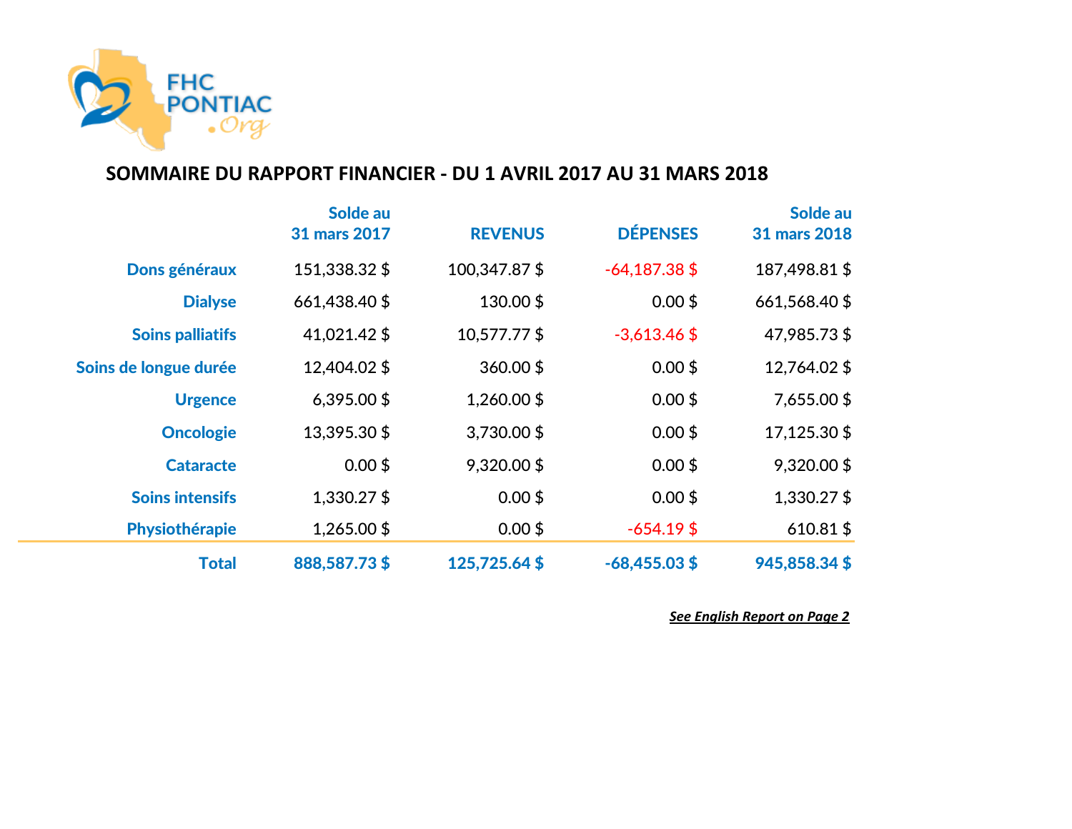## SOMMAIRE DU RAPPORT FINANCIER - DU 1 AVRIL 2017 AU 31 MARS 2018

| | Solde au 31 mars 2017 | REVENUS | DÉPENSES | Solde au 31 mars 2018 |
|---|---|---|---|---|
| **Dons généraux** | 151,338.32 $ | 100,347.87 $ | -64,187.38 $ | 187,498.81 $ |
| **Dialyse** | 661,438.40 $ | 130.00 $ | 0.00 $ | 661,568.40 $ |
| **Soins palliatifs** | 41,021.42 $ | 10,577.77 $ | -3,613.46 $ | 47,985.73 $ |
| **Soins de longue durée** | 12,404.02 $ | 360.00 $ | 0.00 $ | 12,764.02 $ |
| **Urgence** | 6,395.00 $ | 1,260.00 $ | 0.00 $ | 7,655.00 $ |
| **Oncologie** | 13,395.30 $ | 3,730.00 $ | 0.00 $ | 17,125.30 $ |
| **Cataracte** | 0.00 $ | 9,320.00 $ | 0.00 $ | 9,320.00 $ |
| **Soins intensifs** | 1,330.27 $ | 0.00 $ | 0.00 $ | 1,330.27 $ |
| **Physiothérapie** | 1,265.00 $ | 0.00 $ | -654.19 $ | 610.81 $ |
| **Total** | **888,587.73 $** | **125,725.64 $** | **-68,455.03 $** | **945,858.34 $** |

***See English Report on Page 2***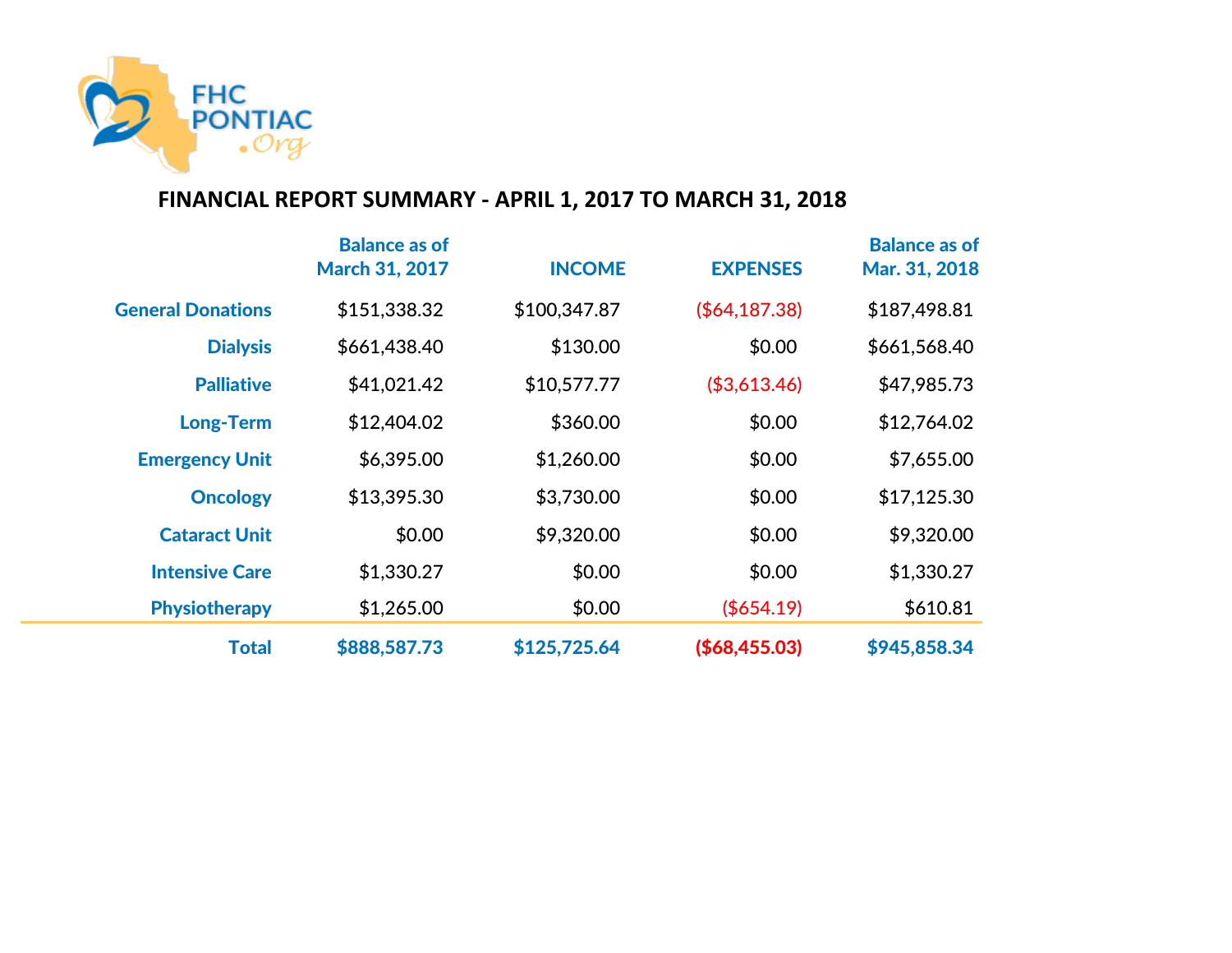FHC PONTIAC .Org

## FINANCIAL REPORT SUMMARY - APRIL 1, 2017 TO MARCH 31, 2018

| | Balance as of March 31, 2017 | INCOME | EXPENSES | Balance as of Mar. 31, 2018 |
|---|---|---|---|---|
| General Donations | $151,338.32 | $100,347.87 | ($64,187.38) | $187,498.81 |
| Dialysis | $661,438.40 | $130.00 | $0.00 | $661,568.40 |
| Palliative | $41,021.42 | $10,577.77 | ($3,613.46) | $47,985.73 |
| Long-Term | $12,404.02 | $360.00 | $0.00 | $12,764.02 |
| Emergency Unit | $6,395.00 | $1,260.00 | $0.00 | $7,655.00 |
| Oncology | $13,395.30 | $3,730.00 | $0.00 | $17,125.30 |
| Cataract Unit | $0.00 | $9,320.00 | $0.00 | $9,320.00 |
| Intensive Care | $1,330.27 | $0.00 | $0.00 | $1,330.27 |
| Physiotherapy | $1,265.00 | $0.00 | ($654.19) | $610.81 |
| **Total** | **$888,587.73** | **$125,725.64** | **($68,455.03)** | **$945,858.34** |